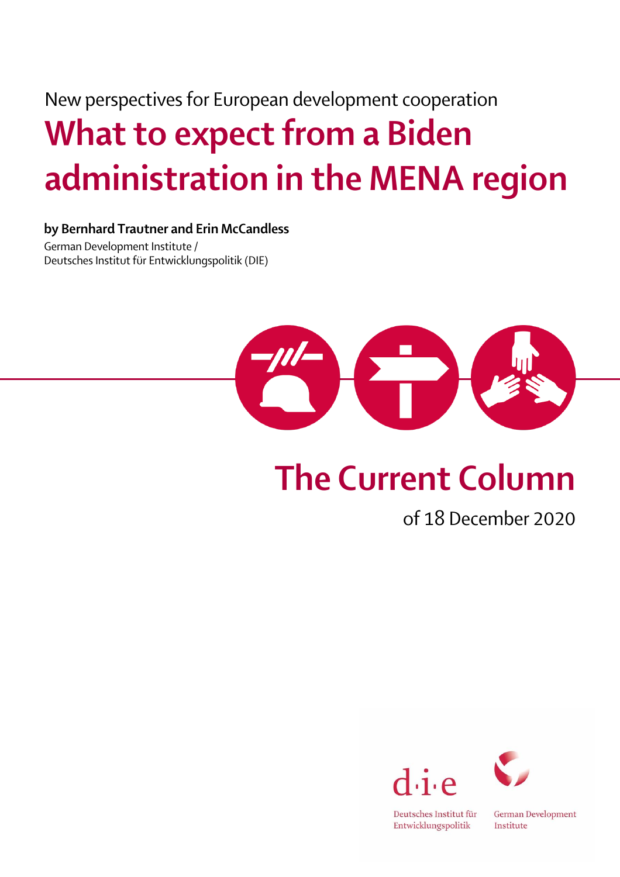New perspectives for European development cooperation

# What to expect from a Biden administration in the MENA region

**by Bernhard Trautner and Erin McCandless**

German Development Institute /
Deutsches Institut für Entwicklungspolitik (DIE)

## The Current Column

of 18 December 2020

Deutsches Institut für Entwicklungspolitik

German Development Institute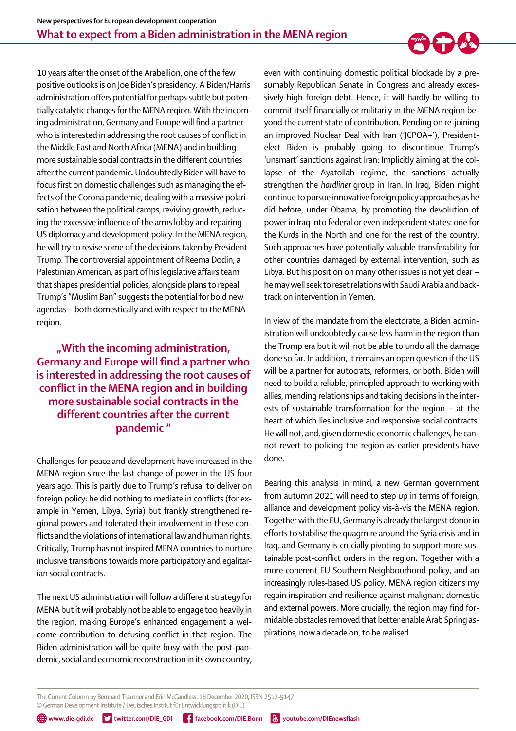10 years after the onset of the Arabellion, one of the few positive outlooks is on Joe Biden's presidency. A Biden/Harris administration offers potential for perhaps subtle but potentially catalytic changes for the MENA region. With the incoming administration, Germany and Europe will find a partner who is interested in addressing the root causes of conflict in the Middle East and North Africa (MENA) and in building more sustainable social contracts in the different countries after the current pandemic. Undoubtedly Biden will have to focus first on domestic challenges such as managing the effects of the Corona pandemic, dealing with a massive polarisation between the political camps, reviving growth, reducing the excessive influence of the arms lobby and repairing US diplomacy and development policy. In the MENA region, he will try to revise some of the decisions taken by President Trump. The controversial appointment of Reema Dodin, a Palestinian American, as part of his legislative affairs team that shapes presidential policies, alongside plans to repeal Trump's "Muslim Ban" suggests the potential for bold new agendas – both domestically and with respect to the MENA region.

> **„With the incoming administration, Germany and Europe will find a partner who is interested in addressing the root causes of conflict in the MENA region and in building more sustainable social contracts in the different countries after the current pandemic "**

Challenges for peace and development have increased in the MENA region since the last change of power in the US four years ago. This is partly due to Trump's refusal to deliver on foreign policy: he did nothing to mediate in conflicts (for example in Yemen, Libya, Syria) but frankly strengthened regional powers and tolerated their involvement in these conflicts and the violations of international law and human rights. Critically, Trump has not inspired MENA countries to nurture inclusive transitions towards more participatory and egalitarian social contracts.

The next US administration will follow a different strategy for MENA but it will probably not be able to engage too heavily in the region, making Europe's enhanced engagement a welcome contribution to defusing conflict in that region. The Biden administration will be quite busy with the post-pandemic, social and economic reconstruction in its own country, even with continuing domestic political blockade by a presumably Republican Senate in Congress and already excessively high foreign debt. Hence, it will hardly be willing to commit itself financially or militarily in the MENA region beyond the current state of contribution. Pending on re-joining an improved Nuclear Deal with Iran ('JCPOA+'), President-elect Biden is probably going to discontinue Trump's 'unsmart' sanctions against Iran: Implicitly aiming at the collapse of the Ayatollah regime, the sanctions actually strengthen the *hardliner* group in Iran. In Iraq, Biden might continue to pursue innovative foreign policy approaches as he did before, under Obama, by promoting the devolution of power in Iraq into federal or even independent states: one for the Kurds in the North and one for the rest of the country. Such approaches have potentially valuable transferability for other countries damaged by external intervention, such as Libya. But his position on many other issues is not yet clear – he may well seek to reset relations with Saudi Arabia and backtrack on intervention in Yemen.

In view of the mandate from the electorate, a Biden administration will undoubtedly cause less harm in the region than the Trump era but it will not be able to undo all the damage done so far. In addition, it remains an open question if the US will be a partner for autocrats, reformers, or both. Biden will need to build a reliable, principled approach to working with allies, mending relationships and taking decisions in the interests of sustainable transformation for the region – at the heart of which lies inclusive and responsive social contracts. He will not, and, given domestic economic challenges, he cannot revert to policing the region as earlier presidents have done.

Bearing this analysis in mind, a new German government from autumn 2021 will need to step up in terms of foreign, alliance and development policy vis-à-vis the MENA region. Together with the EU, Germany is already the largest donor in efforts to stabilise the quagmire around the Syria crisis and in Iraq, and Germany is crucially pivoting to support more sustainable post-conflict orders in the region. Together with a more coherent EU Southern Neighbourhood policy, and an increasingly rules-based US policy, MENA region citizens my regain inspiration and resilience against malignant domestic and external powers. More crucially, the region may find formidable obstacles removed that better enable Arab Spring aspirations, now a decade on, to be realised.

The Current Column by Bernhard Trautner and Erin McCandless, 18 December 2020, ISSN 2512-9147
© German Development Institute / Deutsches Institut für Entwicklungspolitik (DIE)

www.die-gdi.de | twitter.com/DIE_GDI | facebook.com/DIE.Bonn | youtube.com/DIEnewsflash